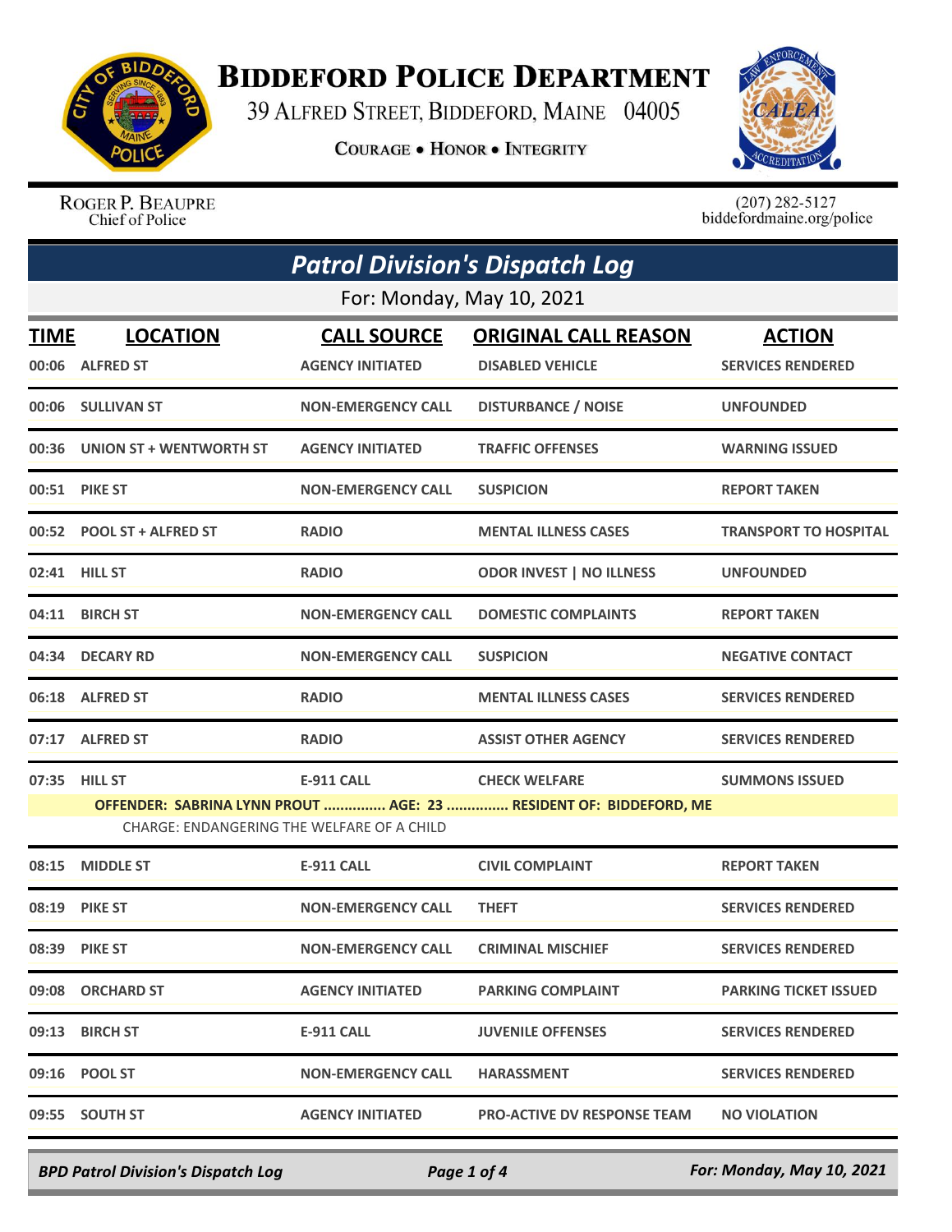# Biddeford Police Department

39 Alfred Street, Biddeford, Maine 04005

Courage • Honor • Integrity

Roger P. Beaupre
Chief of Police

(207) 282-5127
biddefordmaine.org/police

## Patrol Division's Dispatch Log

For: Monday, May 10, 2021

| TIME | LOCATION | CALL SOURCE | ORIGINAL CALL REASON | ACTION |
|---|---|---|---|---|
| 00:06 | ALFRED ST | AGENCY INITIATED | DISABLED VEHICLE | SERVICES RENDERED |
| 00:06 | SULLIVAN ST | NON-EMERGENCY CALL | DISTURBANCE / NOISE | UNFOUNDED |
| 00:36 | UNION ST + WENTWORTH ST | AGENCY INITIATED | TRAFFIC OFFENSES | WARNING ISSUED |
| 00:51 | PIKE ST | NON-EMERGENCY CALL | SUSPICION | REPORT TAKEN |
| 00:52 | POOL ST + ALFRED ST | RADIO | MENTAL ILLNESS CASES | TRANSPORT TO HOSPITAL |
| 02:41 | HILL ST | RADIO | ODOR INVEST \| NO ILLNESS | UNFOUNDED |
| 04:11 | BIRCH ST | NON-EMERGENCY CALL | DOMESTIC COMPLAINTS | REPORT TAKEN |
| 04:34 | DECARY RD | NON-EMERGENCY CALL | SUSPICION | NEGATIVE CONTACT |
| 06:18 | ALFRED ST | RADIO | MENTAL ILLNESS CASES | SERVICES RENDERED |
| 07:17 | ALFRED ST | RADIO | ASSIST OTHER AGENCY | SERVICES RENDERED |
| 07:35 | HILL ST | E-911 CALL | CHECK WELFARE | SUMMONS ISSUED |
| | OFFENDER: SABRINA LYNN PROUT ............... AGE: 23 ............... RESIDENT OF: BIDDEFORD, ME<br>CHARGE: ENDANGERING THE WELFARE OF A CHILD | | | |
| 08:15 | MIDDLE ST | E-911 CALL | CIVIL COMPLAINT | REPORT TAKEN |
| 08:19 | PIKE ST | NON-EMERGENCY CALL | THEFT | SERVICES RENDERED |
| 08:39 | PIKE ST | NON-EMERGENCY CALL | CRIMINAL MISCHIEF | SERVICES RENDERED |
| 09:08 | ORCHARD ST | AGENCY INITIATED | PARKING COMPLAINT | PARKING TICKET ISSUED |
| 09:13 | BIRCH ST | E-911 CALL | JUVENILE OFFENSES | SERVICES RENDERED |
| 09:16 | POOL ST | NON-EMERGENCY CALL | HARASSMENT | SERVICES RENDERED |
| 09:55 | SOUTH ST | AGENCY INITIATED | PRO-ACTIVE DV RESPONSE TEAM | NO VIOLATION |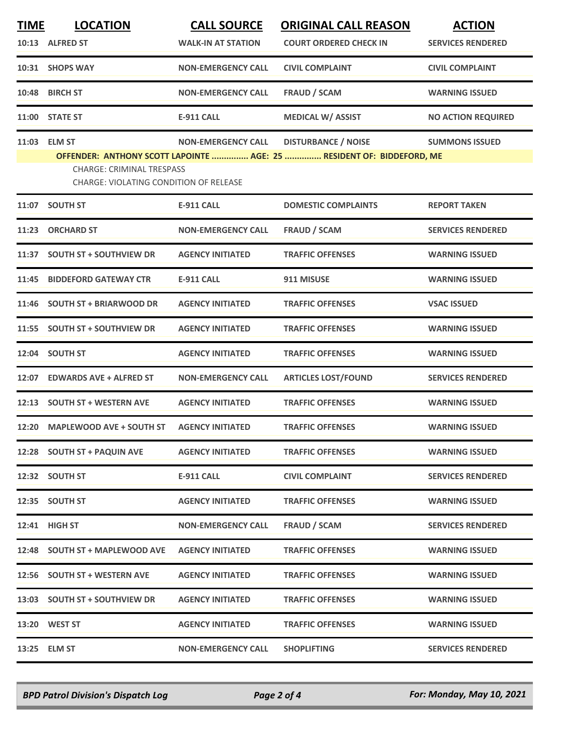| TIME | LOCATION | CALL SOURCE | ORIGINAL CALL REASON | ACTION |
|---|---|---|---|---|
| 10:13 | ALFRED ST | WALK-IN AT STATION | COURT ORDERED CHECK IN | SERVICES RENDERED |
| 10:31 | SHOPS WAY | NON-EMERGENCY CALL | CIVIL COMPLAINT | CIVIL COMPLAINT |
| 10:48 | BIRCH ST | NON-EMERGENCY CALL | FRAUD / SCAM | WARNING ISSUED |
| 11:00 | STATE ST | E-911 CALL | MEDICAL W/ ASSIST | NO ACTION REQUIRED |
| 11:03 | ELM ST | NON-EMERGENCY CALL | DISTURBANCE / NOISE | SUMMONS ISSUED |
| | **OFFENDER: ANTHONY SCOTT LAPOINTE ............... AGE: 25 ............... RESIDENT OF: BIDDEFORD, ME**<br>CHARGE: CRIMINAL TRESPASS<br>CHARGE: VIOLATING CONDITION OF RELEASE | | | |
| 11:07 | SOUTH ST | E-911 CALL | DOMESTIC COMPLAINTS | REPORT TAKEN |
| 11:23 | ORCHARD ST | NON-EMERGENCY CALL | FRAUD / SCAM | SERVICES RENDERED |
| 11:37 | SOUTH ST + SOUTHVIEW DR | AGENCY INITIATED | TRAFFIC OFFENSES | WARNING ISSUED |
| 11:45 | BIDDEFORD GATEWAY CTR | E-911 CALL | 911 MISUSE | WARNING ISSUED |
| 11:46 | SOUTH ST + BRIARWOOD DR | AGENCY INITIATED | TRAFFIC OFFENSES | VSAC ISSUED |
| 11:55 | SOUTH ST + SOUTHVIEW DR | AGENCY INITIATED | TRAFFIC OFFENSES | WARNING ISSUED |
| 12:04 | SOUTH ST | AGENCY INITIATED | TRAFFIC OFFENSES | WARNING ISSUED |
| 12:07 | EDWARDS AVE + ALFRED ST | NON-EMERGENCY CALL | ARTICLES LOST/FOUND | SERVICES RENDERED |
| 12:13 | SOUTH ST + WESTERN AVE | AGENCY INITIATED | TRAFFIC OFFENSES | WARNING ISSUED |
| 12:20 | MAPLEWOOD AVE + SOUTH ST | AGENCY INITIATED | TRAFFIC OFFENSES | WARNING ISSUED |
| 12:28 | SOUTH ST + PAQUIN AVE | AGENCY INITIATED | TRAFFIC OFFENSES | WARNING ISSUED |
| 12:32 | SOUTH ST | E-911 CALL | CIVIL COMPLAINT | SERVICES RENDERED |
| 12:35 | SOUTH ST | AGENCY INITIATED | TRAFFIC OFFENSES | WARNING ISSUED |
| 12:41 | HIGH ST | NON-EMERGENCY CALL | FRAUD / SCAM | SERVICES RENDERED |
| 12:48 | SOUTH ST + MAPLEWOOD AVE | AGENCY INITIATED | TRAFFIC OFFENSES | WARNING ISSUED |
| 12:56 | SOUTH ST + WESTERN AVE | AGENCY INITIATED | TRAFFIC OFFENSES | WARNING ISSUED |
| 13:03 | SOUTH ST + SOUTHVIEW DR | AGENCY INITIATED | TRAFFIC OFFENSES | WARNING ISSUED |
| 13:20 | WEST ST | AGENCY INITIATED | TRAFFIC OFFENSES | WARNING ISSUED |
| 13:25 | ELM ST | NON-EMERGENCY CALL | SHOPLIFTING | SERVICES RENDERED |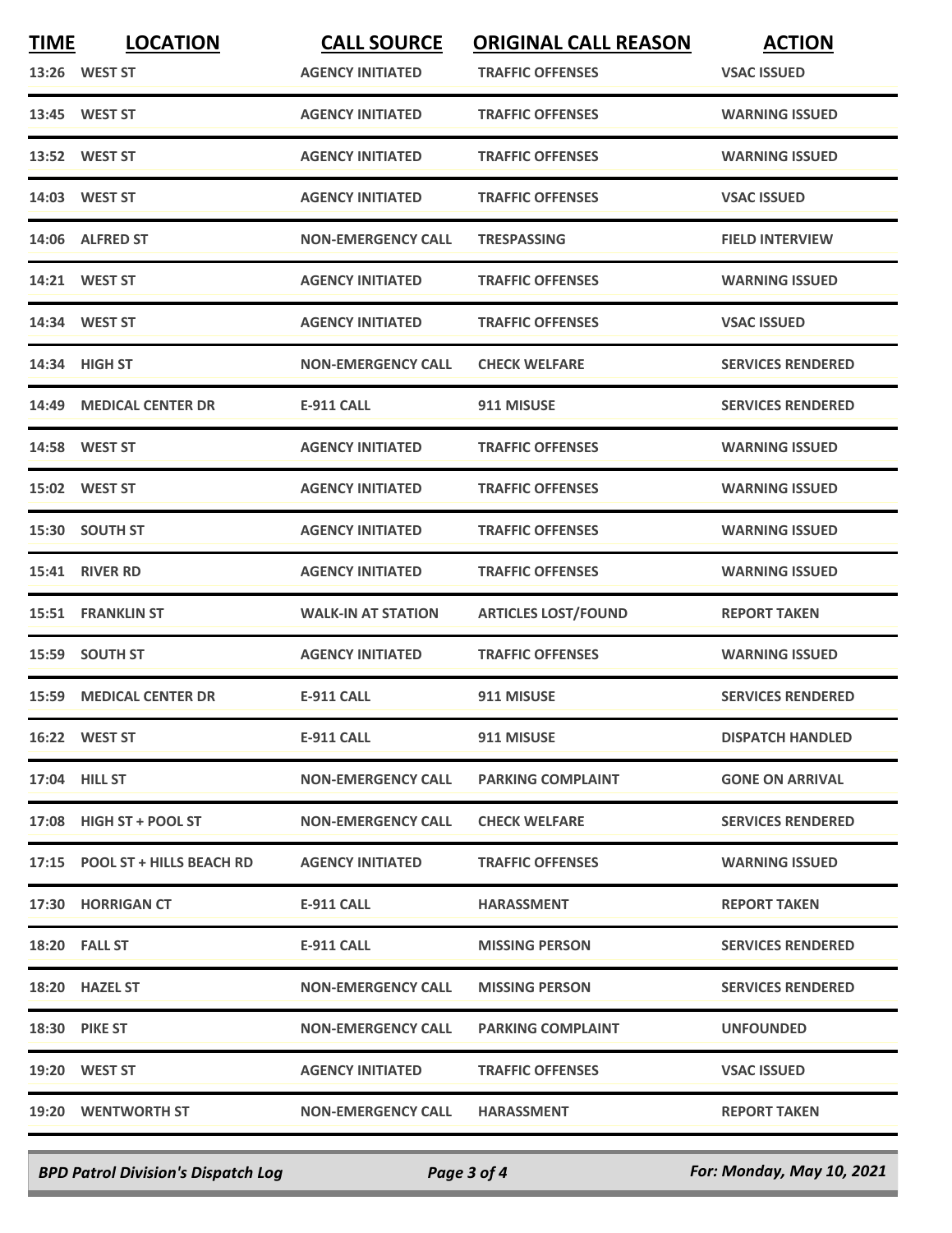| TIME | LOCATION | CALL SOURCE | ORIGINAL CALL REASON | ACTION |
|---|---|---|---|---|
| 13:26 | WEST ST | AGENCY INITIATED | TRAFFIC OFFENSES | VSAC ISSUED |
| 13:45 | WEST ST | AGENCY INITIATED | TRAFFIC OFFENSES | WARNING ISSUED |
| 13:52 | WEST ST | AGENCY INITIATED | TRAFFIC OFFENSES | WARNING ISSUED |
| 14:03 | WEST ST | AGENCY INITIATED | TRAFFIC OFFENSES | VSAC ISSUED |
| 14:06 | ALFRED ST | NON-EMERGENCY CALL | TRESPASSING | FIELD INTERVIEW |
| 14:21 | WEST ST | AGENCY INITIATED | TRAFFIC OFFENSES | WARNING ISSUED |
| 14:34 | WEST ST | AGENCY INITIATED | TRAFFIC OFFENSES | VSAC ISSUED |
| 14:34 | HIGH ST | NON-EMERGENCY CALL | CHECK WELFARE | SERVICES RENDERED |
| 14:49 | MEDICAL CENTER DR | E-911 CALL | 911 MISUSE | SERVICES RENDERED |
| 14:58 | WEST ST | AGENCY INITIATED | TRAFFIC OFFENSES | WARNING ISSUED |
| 15:02 | WEST ST | AGENCY INITIATED | TRAFFIC OFFENSES | WARNING ISSUED |
| 15:30 | SOUTH ST | AGENCY INITIATED | TRAFFIC OFFENSES | WARNING ISSUED |
| 15:41 | RIVER RD | AGENCY INITIATED | TRAFFIC OFFENSES | WARNING ISSUED |
| 15:51 | FRANKLIN ST | WALK-IN AT STATION | ARTICLES LOST/FOUND | REPORT TAKEN |
| 15:59 | SOUTH ST | AGENCY INITIATED | TRAFFIC OFFENSES | WARNING ISSUED |
| 15:59 | MEDICAL CENTER DR | E-911 CALL | 911 MISUSE | SERVICES RENDERED |
| 16:22 | WEST ST | E-911 CALL | 911 MISUSE | DISPATCH HANDLED |
| 17:04 | HILL ST | NON-EMERGENCY CALL | PARKING COMPLAINT | GONE ON ARRIVAL |
| 17:08 | HIGH ST + POOL ST | NON-EMERGENCY CALL | CHECK WELFARE | SERVICES RENDERED |
| 17:15 | POOL ST + HILLS BEACH RD | AGENCY INITIATED | TRAFFIC OFFENSES | WARNING ISSUED |
| 17:30 | HORRIGAN CT | E-911 CALL | HARASSMENT | REPORT TAKEN |
| 18:20 | FALL ST | E-911 CALL | MISSING PERSON | SERVICES RENDERED |
| 18:20 | HAZEL ST | NON-EMERGENCY CALL | MISSING PERSON | SERVICES RENDERED |
| 18:30 | PIKE ST | NON-EMERGENCY CALL | PARKING COMPLAINT | UNFOUNDED |
| 19:20 | WEST ST | AGENCY INITIATED | TRAFFIC OFFENSES | VSAC ISSUED |
| 19:20 | WENTWORTH ST | NON-EMERGENCY CALL | HARASSMENT | REPORT TAKEN |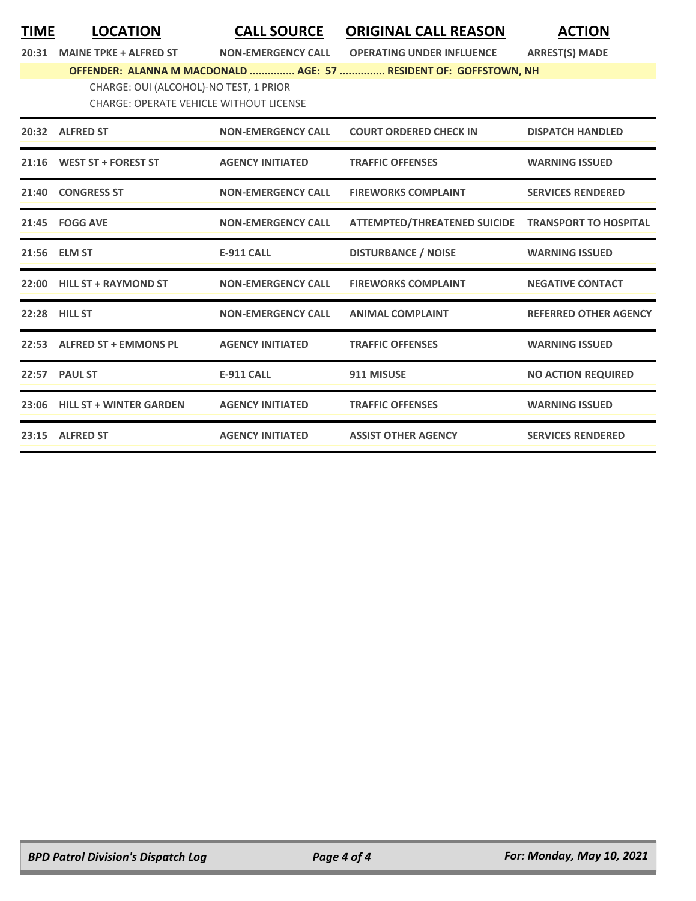| TIME | LOCATION | CALL SOURCE | ORIGINAL CALL REASON | ACTION |
|---|---|---|---|---|
| 20:31 | MAINE TPKE + ALFRED ST | NON-EMERGENCY CALL | OPERATING UNDER INFLUENCE | ARREST(S) MADE |
| OFFENDER: ALANNA M MACDONALD ............... AGE: 57 ............... RESIDENT OF: GOFFSTOWN, NH | | | | |
| CHARGE: OUI (ALCOHOL)-NO TEST, 1 PRIOR | | | | |
| CHARGE: OPERATE VEHICLE WITHOUT LICENSE | | | | |
| 20:32 | ALFRED ST | NON-EMERGENCY CALL | COURT ORDERED CHECK IN | DISPATCH HANDLED |
| 21:16 | WEST ST + FOREST ST | AGENCY INITIATED | TRAFFIC OFFENSES | WARNING ISSUED |
| 21:40 | CONGRESS ST | NON-EMERGENCY CALL | FIREWORKS COMPLAINT | SERVICES RENDERED |
| 21:45 | FOGG AVE | NON-EMERGENCY CALL | ATTEMPTED/THREATENED SUICIDE | TRANSPORT TO HOSPITAL |
| 21:56 | ELM ST | E-911 CALL | DISTURBANCE / NOISE | WARNING ISSUED |
| 22:00 | HILL ST + RAYMOND ST | NON-EMERGENCY CALL | FIREWORKS COMPLAINT | NEGATIVE CONTACT |
| 22:28 | HILL ST | NON-EMERGENCY CALL | ANIMAL COMPLAINT | REFERRED OTHER AGENCY |
| 22:53 | ALFRED ST + EMMONS PL | AGENCY INITIATED | TRAFFIC OFFENSES | WARNING ISSUED |
| 22:57 | PAUL ST | E-911 CALL | 911 MISUSE | NO ACTION REQUIRED |
| 23:06 | HILL ST + WINTER GARDEN | AGENCY INITIATED | TRAFFIC OFFENSES | WARNING ISSUED |
| 23:15 | ALFRED ST | AGENCY INITIATED | ASSIST OTHER AGENCY | SERVICES RENDERED |